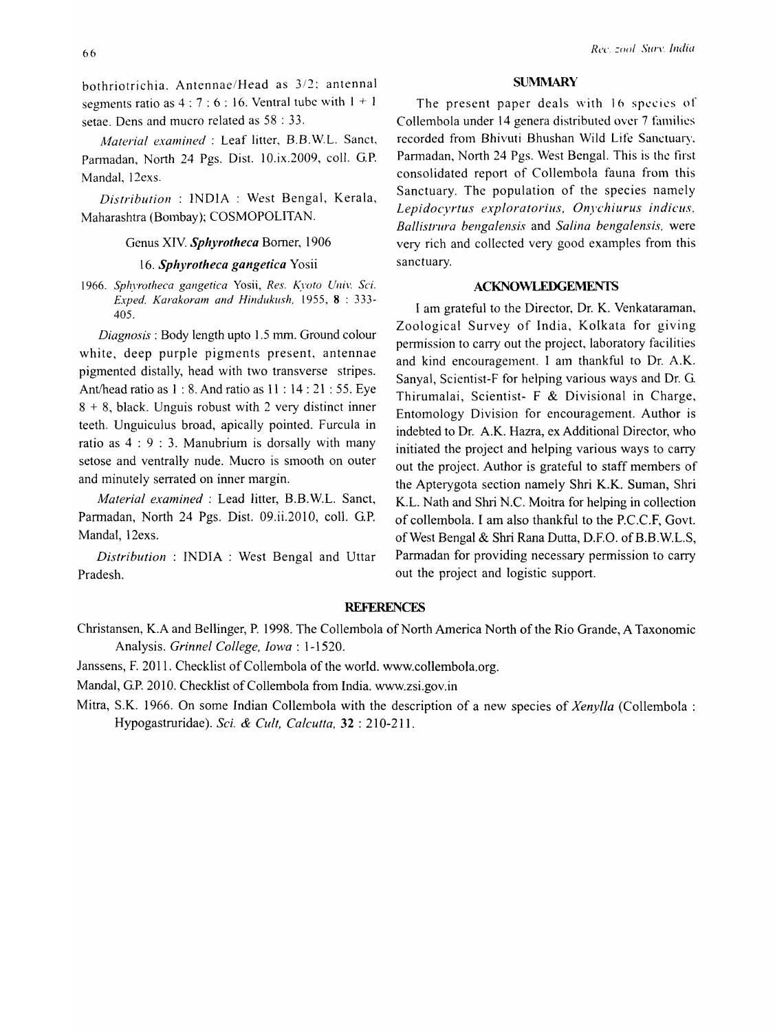bothriotrichia. Antennae/Head as 3/2; antennal segments ratio as 4 : 7 : 6 : 16. Ventral tube with 1 + 1 setae. Dens and mucro related as 58 : 33.

*Material examined* : Leaf litter, B.B.W.L. Sanct, Parmadan, North 24 Pgs. Dist. 10.ix.2009, coll. G.P. Mandal, 12exs.

*Distribution* : INDIA : West Bengal, Kerala, Maharashtra (Bombay); COSMOPOLITAN.

Genus XIV. ***Sphyrotheca*** Borner, 1906

16. ***Sphyrotheca gangetica*** Yosii

1966. *Sphyrotheca gangetica* Yosii, *Res. Kyoto Univ. Sci. Exped. Karakoram and Hindukush,* 1955, **8** : 333-405.

*Diagnosis* : Body length upto 1.5 mm. Ground colour white, deep purple pigments present, antennae pigmented distally, head with two transverse stripes. Ant/head ratio as 1 : 8. And ratio as 11 : 14 : 21 : 55. Eye 8 + 8, black. Unguis robust with 2 very distinct inner teeth. Unguiculus broad, apically pointed. Furcula in ratio as 4 : 9 : 3. Manubrium is dorsally with many setose and ventrally nude. Mucro is smooth on outer and minutely serrated on inner margin.

*Material examined* : Lead litter, B.B.W.L. Sanct, Parmadan, North 24 Pgs. Dist. 09.ii.2010, coll. G.P. Mandal, 12exs.

*Distribution* : INDIA : West Bengal and Uttar Pradesh.

## SUMMARY

The present paper deals with 16 species of Collembola under 14 genera distributed over 7 families recorded from Bhivuti Bhushan Wild Life Sanctuary, Parmadan, North 24 Pgs. West Bengal. This is the first consolidated report of Collembola fauna from this Sanctuary. The population of the species namely *Lepidocyrtus exploratorius, Onychiurus indicus, Ballistrura bengalensis* and *Salina bengalensis,* were very rich and collected very good examples from this sanctuary.

## ACKNOWLEDGEMENTS

I am grateful to the Director, Dr. K. Venkataraman, Zoological Survey of India, Kolkata for giving permission to carry out the project, laboratory facilities and kind encouragement. I am thankful to Dr. A.K. Sanyal, Scientist-F for helping various ways and Dr. G. Thirumalai, Scientist- F & Divisional in Charge, Entomology Division for encouragement. Author is indebted to Dr. A.K. Hazra, ex Additional Director, who initiated the project and helping various ways to carry out the project. Author is grateful to staff members of the Apterygota section namely Shri K.K. Suman, Shri K.L. Nath and Shri N.C. Moitra for helping in collection of collembola. I am also thankful to the P.C.C.F, Govt. of West Bengal & Shri Rana Dutta, D.F.O. of B.B.W.L.S, Parmadan for providing necessary permission to carry out the project and logistic support.

## REFERENCES

Christansen, K.A and Bellinger, P. 1998. The Collembola of North America North of the Rio Grande, A Taxonomic Analysis. *Grinnel College, Iowa* : 1-1520.

Janssens, F. 2011. Checklist of Collembola of the world. www.collembola.org.

Mandal, G.P. 2010. Checklist of Collembola from India. www.zsi.gov.in

Mitra, S.K. 1966. On some Indian Collembola with the description of a new species of *Xenylla* (Collembola : Hypogastruridae). *Sci. & Cult, Calcutta,* **32** : 210-211.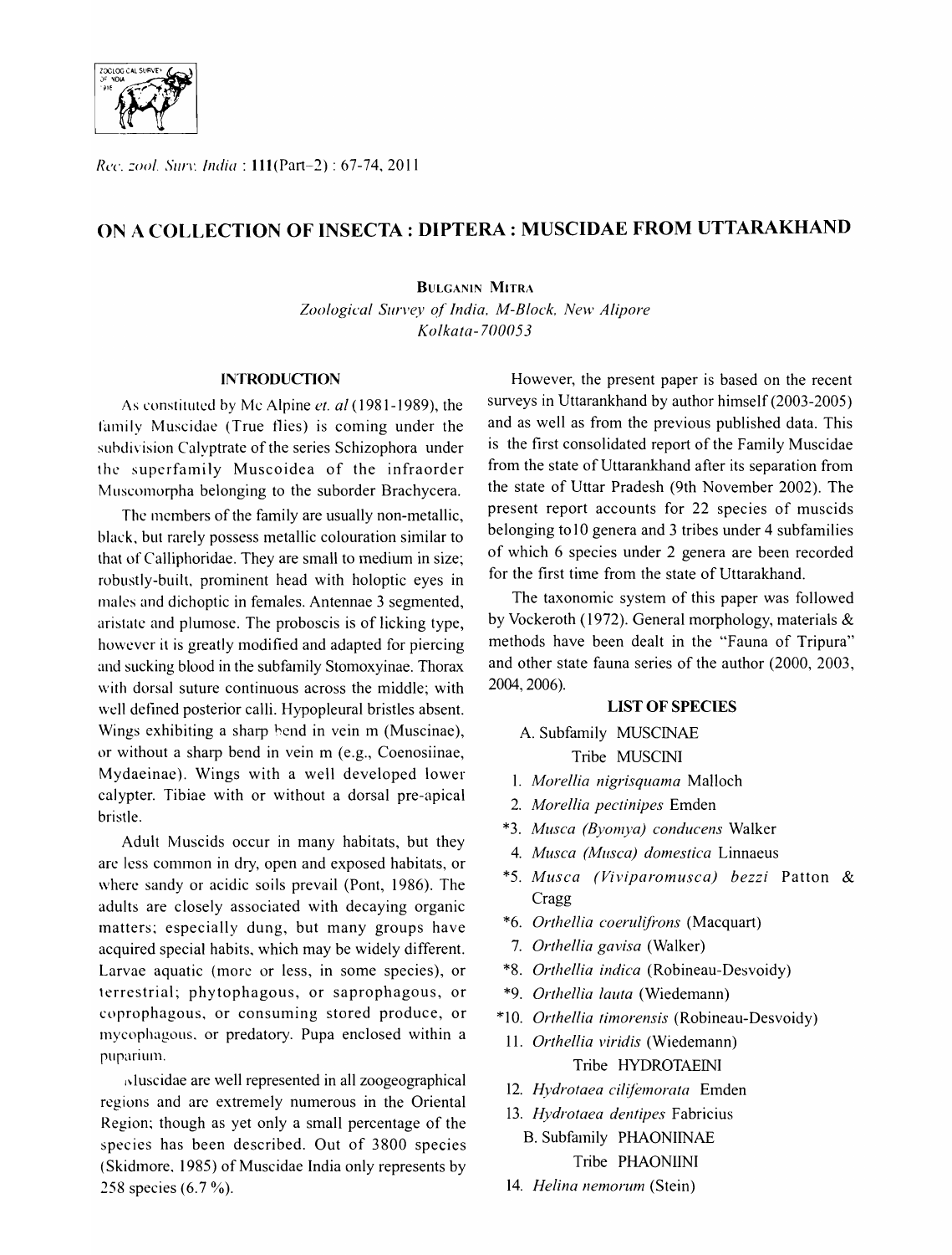# ON A COLLECTION OF INSECTA : DIPTERA : MUSCIDAE FROM UTTARAKHAND

**Bulganin Mitra**

*Zoological Survey of India, M-Block, New Alipore*
*Kolkata-700053*

## INTRODUCTION

As constituted by Mc Alpine *et. al* (1981-1989), the family Muscidae (True flies) is coming under the subdivision Calyptrate of the series Schizophora under the superfamily Muscoidea of the infraorder Muscomorpha belonging to the suborder Brachycera.

The members of the family are usually non-metallic, black, but rarely possess metallic colouration similar to that of Calliphoridae. They are small to medium in size; robustly-built, prominent head with holoptic eyes in males and dichoptic in females. Antennae 3 segmented, aristate and plumose. The proboscis is of licking type, however it is greatly modified and adapted for piercing and sucking blood in the subfamily Stomoxyinae. Thorax with dorsal suture continuous across the middle; with well defined posterior calli. Hypopleural bristles absent. Wings exhibiting a sharp bend in vein m (Muscinae), or without a sharp bend in vein m (e.g., Coenosiinae, Mydaeinae). Wings with a well developed lower calypter. Tibiae with or without a dorsal pre-apical bristle.

Adult Muscids occur in many habitats, but they are less common in dry, open and exposed habitats, or where sandy or acidic soils prevail (Pont, 1986). The adults are closely associated with decaying organic matters; especially dung, but many groups have acquired special habits, which may be widely different. Larvae aquatic (more or less, in some species), or terrestrial; phytophagous, or saprophagous, or coprophagous, or consuming stored produce, or mycophagous, or predatory. Pupa enclosed within a puparium.

Muscidae are well represented in all zoogeographical regions and are extremely numerous in the Oriental Region; though as yet only a small percentage of the species has been described. Out of 3800 species (Skidmore, 1985) of Muscidae India only represents by 258 species (6.7 %).

However, the present paper is based on the recent surveys in Uttarankhand by author himself (2003-2005) and as well as from the previous published data. This is the first consolidated report of the Family Muscidae from the state of Uttarankhand after its separation from the state of Uttar Pradesh (9th November 2002). The present report accounts for 22 species of muscids belonging to10 genera and 3 tribes under 4 subfamilies of which 6 species under 2 genera are been recorded for the first time from the state of Uttarakhand.

The taxonomic system of this paper was followed by Vockeroth (1972). General morphology, materials & methods have been dealt in the "Fauna of Tripura" and other state fauna series of the author (2000, 2003, 2004, 2006).

## LIST OF SPECIES

A. Subfamily MUSCINAE

Tribe MUSCINI

1. *Morellia nigrisquama* Malloch
2. *Morellia pectinipes* Emden
*3. *Musca (Byomya) conducens* Walker
4. *Musca (Musca) domestica* Linnaeus
*5. *Musca (Viviparomusca) bezzi* Patton & Cragg
*6. *Orthellia coerulifrons* (Macquart)
7. *Orthellia gavisa* (Walker)
*8. *Orthellia indica* (Robineau-Desvoidy)
*9. *Orthellia lauta* (Wiedemann)
*10. *Orthellia timorensis* (Robineau-Desvoidy)
11. *Orthellia viridis* (Wiedemann)

Tribe HYDROTAEINI

12. *Hydrotaea cilifemorata* Emden
13. *Hydrotaea dentipes* Fabricius

B. Subfamily PHAONIINAE

Tribe PHAONIINI

14. *Helina nemorum* (Stein)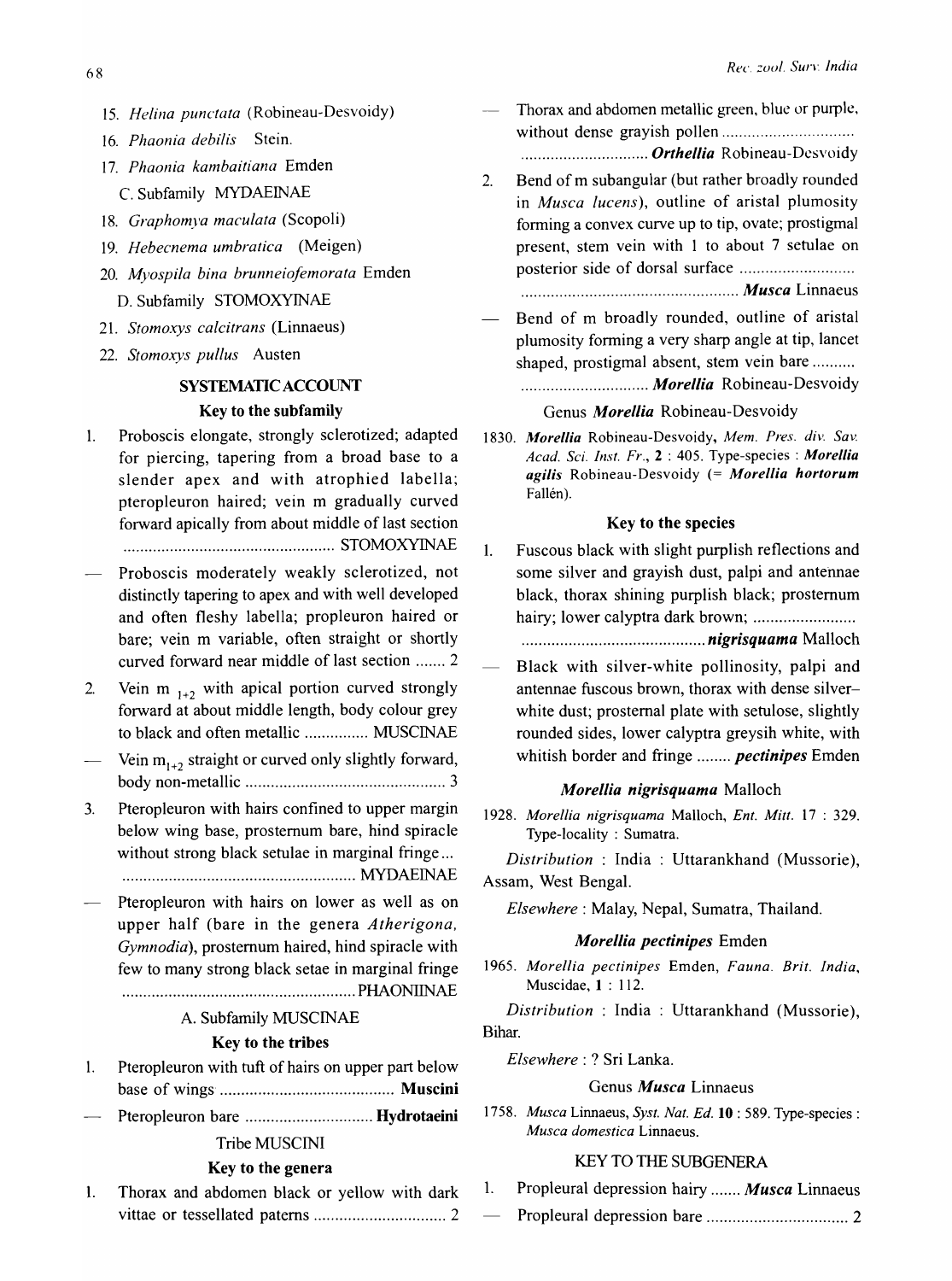15. *Helina punctata* (Robineau-Desvoidy)
16. *Phaonia debilis* Stein.
17. *Phaonia kambaitiana* Emden

C. Subfamily MYDAEINAE

18. *Graphomya maculata* (Scopoli)
19. *Hebecnema umbratica* (Meigen)
20. *Myospila bina brunneiofemorata* Emden

D. Subfamily STOMOXYINAE

21. *Stomoxys calcitrans* (Linnaeus)
22. *Stomoxys pullus* Austen

## SYSTEMATIC ACCOUNT

### Key to the subfamily

1. Proboscis elongate, strongly sclerotized; adapted for piercing, tapering from a broad base to a slender apex and with atrophied labella; pteropleuron haired; vein m gradually curved forward apically from about middle of last section .................................................. STOMOXYINAE

— Proboscis moderately weakly sclerotized, not distinctly tapering to apex and with well developed and often fleshy labella; propleuron haired or bare; vein m variable, often straight or shortly curved forward near middle of last section ....... 2

2. Vein $m_{1+2}$ with apical portion curved strongly forward at about middle length, body colour grey to black and often metallic ............... MUSCINAE

— Vein $m_{1+2}$ straight or curved only slightly forward, body non-metallic ............................................... 3

3. Pteropleuron with hairs confined to upper margin below wing base, prosternum bare, hind spiracle without strong black setulae in marginal fringe... ....................................................... MYDAEINAE

— Pteropleuron with hairs on lower as well as on upper half (bare in the genera *Atherigona*, *Gymnodia*), prosternum haired, hind spiracle with few to many strong black setae in marginal fringe ....................................................... PHAONIINAE

A. Subfamily MUSCINAE

### Key to the tribes

1. Pteropleuron with tuft of hairs on upper part below base of wings ......................................... **Muscini**

— Pteropleuron bare .............................. **Hydrotaeini**

Tribe MUSCINI

### Key to the genera

1. Thorax and abdomen black or yellow with dark vittae or tessellated paterns ............................... 2

— Thorax and abdomen metallic green, blue or purple, without dense grayish pollen ............................... .............................. ***Orthellia*** Robineau-Desvoidy

2. Bend of m subangular (but rather broadly rounded in *Musca lucens*), outline of aristal plumosity forming a convex curve up to tip, ovate; prostigmal present, stem vein with 1 to about 7 setulae on posterior side of dorsal surface ........................... ................................................... ***Musca*** Linnaeus

— Bend of m broadly rounded, outline of aristal plumosity forming a very sharp angle at tip, lancet shaped, prostigmal absent, stem vein bare .......... .............................. ***Morellia*** Robineau-Desvoidy

Genus ***Morellia*** Robineau-Desvoidy

1830. ***Morellia*** Robineau-Desvoidy, *Mem. Pres. div. Sav. Acad. Sci. Inst. Fr.*, **2** : 405. Type-species : ***Morellia agilis*** Robineau-Desvoidy (= ***Morellia hortorum*** Fallén).

### Key to the species

1. Fuscous black with slight purplish reflections and some silver and grayish dust, palpi and antennae black, thorax shining purplish black; prosternum hairy; lower calyptra dark brown; ........................ ........................................... ***nigrisquama*** Malloch

— Black with silver-white pollinosity, palpi and antennae fuscous brown, thorax with dense silver–white dust; prosternal plate with setulose, slightly rounded sides, lower calyptra greysih white, with whitish border and fringe ........ ***pectinipes*** Emden

### *Morellia nigrisquama* Malloch

1928. *Morellia nigrisquama* Malloch, *Ent. Mitt.* 17 : 329. Type-locality : Sumatra.

*Distribution* : India : Uttarankhand (Mussorie), Assam, West Bengal.

*Elsewhere* : Malay, Nepal, Sumatra, Thailand.

### *Morellia pectinipes* Emden

1965. *Morellia pectinipes* Emden, *Fauna. Brit. India*, Muscidae, **1** : 112.

*Distribution* : India : Uttarankhand (Mussorie), Bihar.

*Elsewhere* : ? Sri Lanka.

Genus ***Musca*** Linnaeus

1758. *Musca* Linnaeus, *Syst. Nat. Ed.* **10** : 589. Type-species : *Musca domestica* Linnaeus.

### KEY TO THE SUBGENERA

1. Propleural depression hairy ....... ***Musca*** Linnaeus

— Propleural depression bare ................................. 2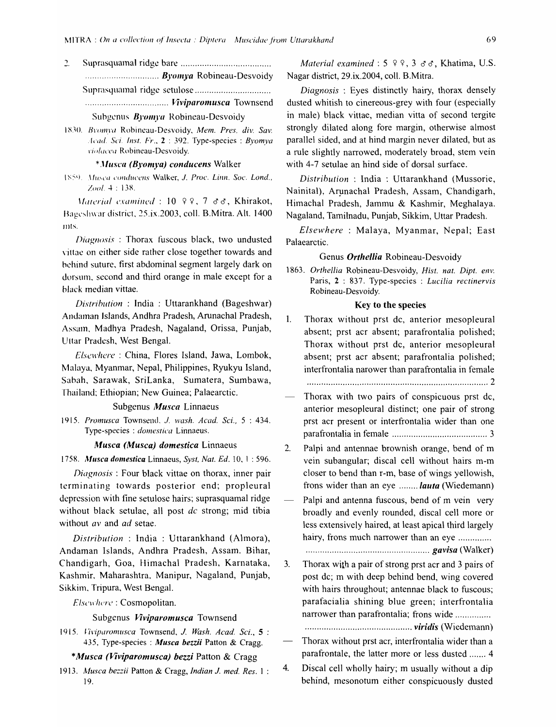2. Suprasquamal ridge bare ...................................... ............................... ***Byomya*** Robineau-Desvoidy

Suprasquamal ridge setulose ................................ .................................. ***Viviparomusca*** Townsend

### Subgenus *Byomya* Robineau-Desvoidy

1830. *Byomya* Robineau-Desvoidy, *Mem. Pres. div. Sav. Acad. Sci. Inst. Fr.*, **2** : 392. Type-species : *Byomya violacea* Robineau-Desvoidy.

#### **Musca (Byomya) conducens* Walker

1859. *Musca conducens* Walker, *J. Proc. Linn. Soc. Lond., Zool.* 4 : 138.

*Material examined* : 10 ♀♀, 7 ♂♂, Khirakot, Bageshwar district, 25.ix.2003, coll. B.Mitra. Alt. 1400 mts.

*Diagnosis* : Thorax fuscous black, two undusted vittae on either side rather close together towards and behind suture, first abdominal segment largely dark on dorsum, second and third orange in male except for a black median vittae.

*Distribution* : India : Uttarankhand (Bageshwar) Andaman Islands, Andhra Pradesh, Arunachal Pradesh, Assam, Madhya Pradesh, Nagaland, Orissa, Punjab, Uttar Pradesh, West Bengal.

*Elsewhere* : China, Flores Island, Jawa, Lombok, Malaya, Myanmar, Nepal, Philippines, Ryukyu Island, Sabah, Sarawak, SriLanka, Sumatera, Sumbawa, Thailand; Ethiopian; New Guinea; Palaearctic.

### Subgenus *Musca* Linnaeus

1915. *Promusca* Townsend, *J. wash. Acad. Sci.*, 5 : 434. Type-species : *domestica* Linnaeus.

#### *Musca (Musca) domestica* Linnaeus

1758. ***Musca domestica*** Linnaeus, *Syst, Nat. Ed.* 10, 1 : 596.

*Diagnosis* : Four black vittae on thorax, inner pair terminating towards posterior end; propleural depression with fine setulose hairs; suprasquamal ridge without black setulae, all post *dc* strong; mid tibia without *av* and *ad* setae.

*Distribution* : India : Uttarankhand (Almora), Andaman Islands, Andhra Pradesh, Assam. Bihar, Chandigarh, Goa, Himachal Pradesh, Karnataka, Kashmir, Maharashtra, Manipur, Nagaland, Punjab, Sikkim, Tripura, West Bengal.

*Elsewhere* : Cosmopolitan.

### Subgenus *Viviparomusca* Townsend

1915. *Viviparomusca* Townsend, *J. Wash. Acad. Sci.*, **5** : 435, Type-species : ***Musca bezzii*** Patton & Cragg.

#### **Musca (Viviparomusca) bezzi* Patton & Cragg

1913. *Musca bezzii* Patton & Cragg, *Indian J. med. Res.* 1 : 19.

*Material examined* : 5 ♀♀, 3 ♂♂, Khatima, U.S. Nagar district, 29.ix.2004, coll. B.Mitra.

*Diagnosis* : Eyes distinctly hairy, thorax densely dusted whitish to cinereous-grey with four (especially in male) black vittae, median vitta of second tergite strongly dilated along fore margin, otherwise almost parallel sided, and at hind margin never dilated, but as a rule slightly narrowed, moderately broad, stem vein with 4-7 setulae an hind side of dorsal surface.

*Distribution* : India : Uttarankhand (Mussorie, Nainital), Arunachal Pradesh, Assam, Chandigarh, Himachal Pradesh, Jammu & Kashmir, Meghalaya. Nagaland, Tamilnadu, Punjab, Sikkim, Uttar Pradesh.

*Elsewhere* : Malaya, Myanmar, Nepal; East Palaearctic.

### Genus *Orthellia* Robineau-Desvoidy

1863. *Orthellia* Robineau-Desvoidy, *Hist. nat. Dipt. env. Paris*, **2** : 837. Type-species : *Lucilia rectinervis* Robineau-Desvoidy.

#### Key to the species

1. Thorax without prst dc, anterior mesopleural absent; prst acr absent; parafrontalia polished; Thorax without prst dc, anterior mesopleural absent; prst acr absent; parafrontalia polished; interfrontalia narower than parafrontalia in female .......................................................................... 2

— Thorax with two pairs of conspicuous prst dc, anterior mesopleural distinct; one pair of strong prst acr present or interfrontalia wider than one parafrontalia in female ....................................... 3

2. Palpi and antennae brownish orange, bend of m vein subangular; discal cell without hairs m-m closer to bend than r-m, base of wings yellowish, frons wider than an eye ........ ***lauta*** (Wiedemann)

— Palpi and antenna fuscous, bend of m vein very broadly and evenly rounded, discal cell more or less extensively haired, at least apical third largely hairy, frons much narrower than an eye .............. .................................................... ***gavisa*** (Walker)

3. Thorax with a pair of strong prst acr and 3 pairs of post dc; m with deep behind bend, wing covered with hairs throughout; antennae black to fuscous; parafacialia shining blue green; interfrontalia narrower than parafrontalia; frons wide .............. ............................................ ***viridis*** (Wiedemann)

— Thorax without prst acr, interfrontalia wider than a parafrontale, the latter more or less dusted ....... 4

4. Discal cell wholly hairy; m usually without a dip behind, mesonotum either conspicuously dusted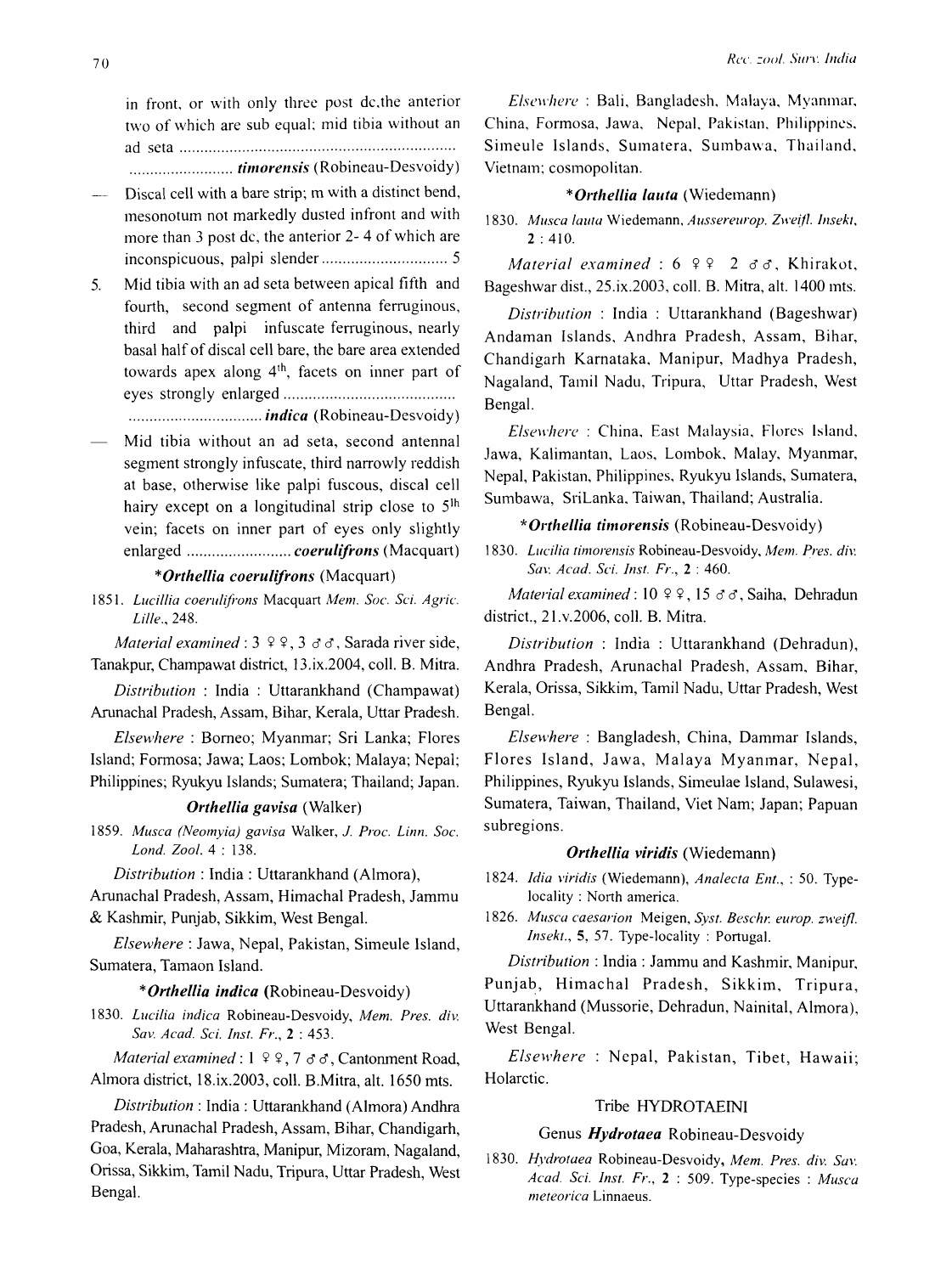in front, or with only three post dc, the anterior two of which are sub equal; mid tibia without an ad seta .................................................................. ......................... *timorensis* (Robineau-Desvoidy)

— Discal cell with a bare strip; m with a distinct bend, mesonotum not markedly dusted infront and with more than 3 post dc, the anterior 2- 4 of which are inconspicuous, palpi slender .............................. 5

5. Mid tibia with an ad seta between apical fifth and fourth, second segment of antenna ferruginous, third and palpi infuscate ferruginous, nearly basal half of discal cell bare, the bare area extended towards apex along 4[th], facets on inner part of eyes strongly enlarged ......................................... ................................ *indica* (Robineau-Desvoidy)

— Mid tibia without an ad seta, second antennal segment strongly infuscate, third narrowly reddish at base, otherwise like palpi fuscous, discal cell hairy except on a longitudinal strip close to 5[th] vein; facets on inner part of eyes only slightly enlarged ......................... *coerulifrons* (Macquart)

### **Orthellia coerulifrons* (Macquart)

1851. *Lucillia coerulifrons* Macquart *Mem. Soc. Sci. Agric. Lille.*, 248.

*Material examined* : 3 ♀♀, 3 ♂♂, Sarada river side, Tanakpur, Champawat district, 13.ix.2004, coll. B. Mitra.

*Distribution* : India : Uttarankhand (Champawat) Arunachal Pradesh, Assam, Bihar, Kerala, Uttar Pradesh.

*Elsewhere* : Borneo; Myanmar; Sri Lanka; Flores Island; Formosa; Jawa; Laos; Lombok; Malaya; Nepal; Philippines; Ryukyu Islands; Sumatera; Thailand; Japan.

### *Orthellia gavisa* (Walker)

1859. *Musca (Neomyia) gavisa* Walker, *J. Proc. Linn. Soc. Lond. Zool.* 4 : 138.

*Distribution* : India : Uttarankhand (Almora), Arunachal Pradesh, Assam, Himachal Pradesh, Jammu & Kashmir, Punjab, Sikkim, West Bengal.

*Elsewhere* : Jawa, Nepal, Pakistan, Simeule Island, Sumatera, Tamaon Island.

### **Orthellia indica* (Robineau-Desvoidy)

1830. *Lucilia indica* Robineau-Desvoidy, *Mem. Pres. div. Sav. Acad. Sci. Inst. Fr.*, **2** : 453.

*Material examined* : 1 ♀♀, 7 ♂♂, Cantonment Road, Almora district, 18.ix.2003, coll. B.Mitra, alt. 1650 mts.

*Distribution* : India : Uttarankhand (Almora) Andhra Pradesh, Arunachal Pradesh, Assam, Bihar, Chandigarh, Goa, Kerala, Maharashtra, Manipur, Mizoram, Nagaland, Orissa, Sikkim, Tamil Nadu, Tripura, Uttar Pradesh, West Bengal.

*Elsewhere* : Bali, Bangladesh, Malaya, Myanmar, China, Formosa, Jawa, Nepal, Pakistan, Philippines, Simeule Islands, Sumatera, Sumbawa, Thailand, Vietnam; cosmopolitan.

### **Orthellia lauta* (Wiedemann)

1830. *Musca lauta* Wiedemann, *Aussereurop. Zweifl. Insekt*, **2** : 410.

*Material examined* : 6 ♀♀ 2 ♂♂, Khirakot, Bageshwar dist., 25.ix.2003, coll. B. Mitra, alt. 1400 mts.

*Distribution* : India : Uttarankhand (Bageshwar) Andaman Islands, Andhra Pradesh, Assam, Bihar, Chandigarh Karnataka, Manipur, Madhya Pradesh, Nagaland, Tamil Nadu, Tripura, Uttar Pradesh, West Bengal.

*Elsewhere* : China, East Malaysia, Flores Island, Jawa, Kalimantan, Laos, Lombok, Malay, Myanmar, Nepal, Pakistan, Philippines, Ryukyu Islands, Sumatera, Sumbawa, SriLanka, Taiwan, Thailand; Australia.

### **Orthellia timorensis* (Robineau-Desvoidy)

1830. *Lucilia timorensis* Robineau-Desvoidy, *Mem. Pres. div. Sav. Acad. Sci. Inst. Fr.*, **2** : 460.

*Material examined* : 10 ♀♀, 15 ♂♂, Saiha, Dehradun district., 21.v.2006, coll. B. Mitra.

*Distribution* : India : Uttarankhand (Dehradun), Andhra Pradesh, Arunachal Pradesh, Assam, Bihar, Kerala, Orissa, Sikkim, Tamil Nadu, Uttar Pradesh, West Bengal.

*Elsewhere* : Bangladesh, China, Dammar Islands, Flores Island, Jawa, Malaya Myanmar, Nepal, Philippines, Ryukyu Islands, Simeulae Island, Sulawesi, Sumatera, Taiwan, Thailand, Viet Nam; Japan; Papuan subregions.

### *Orthellia viridis* (Wiedemann)

1824. *Idia viridis* (Wiedemann), *Analecta Ent.*, : 50. Type-locality : North america.

1826. *Musca caesarion* Meigen, *Syst. Beschr. europ. zweifl. Insekt.*, **5**, 57. Type-locality : Portugal.

*Distribution* : India : Jammu and Kashmir, Manipur, Punjab, Himachal Pradesh, Sikkim, Tripura, Uttarankhand (Mussorie, Dehradun, Nainital, Almora), West Bengal.

*Elsewhere* : Nepal, Pakistan, Tibet, Hawaii; Holarctic.

## Tribe HYDROTAEINI

### Genus *Hydrotaea* Robineau-Desvoidy

1830. *Hydrotaea* Robineau-Desvoidy, *Mem. Pres. div. Sav. Acad. Sci. Inst. Fr.*, **2** : 509. Type-species : *Musca meteorica* Linnaeus.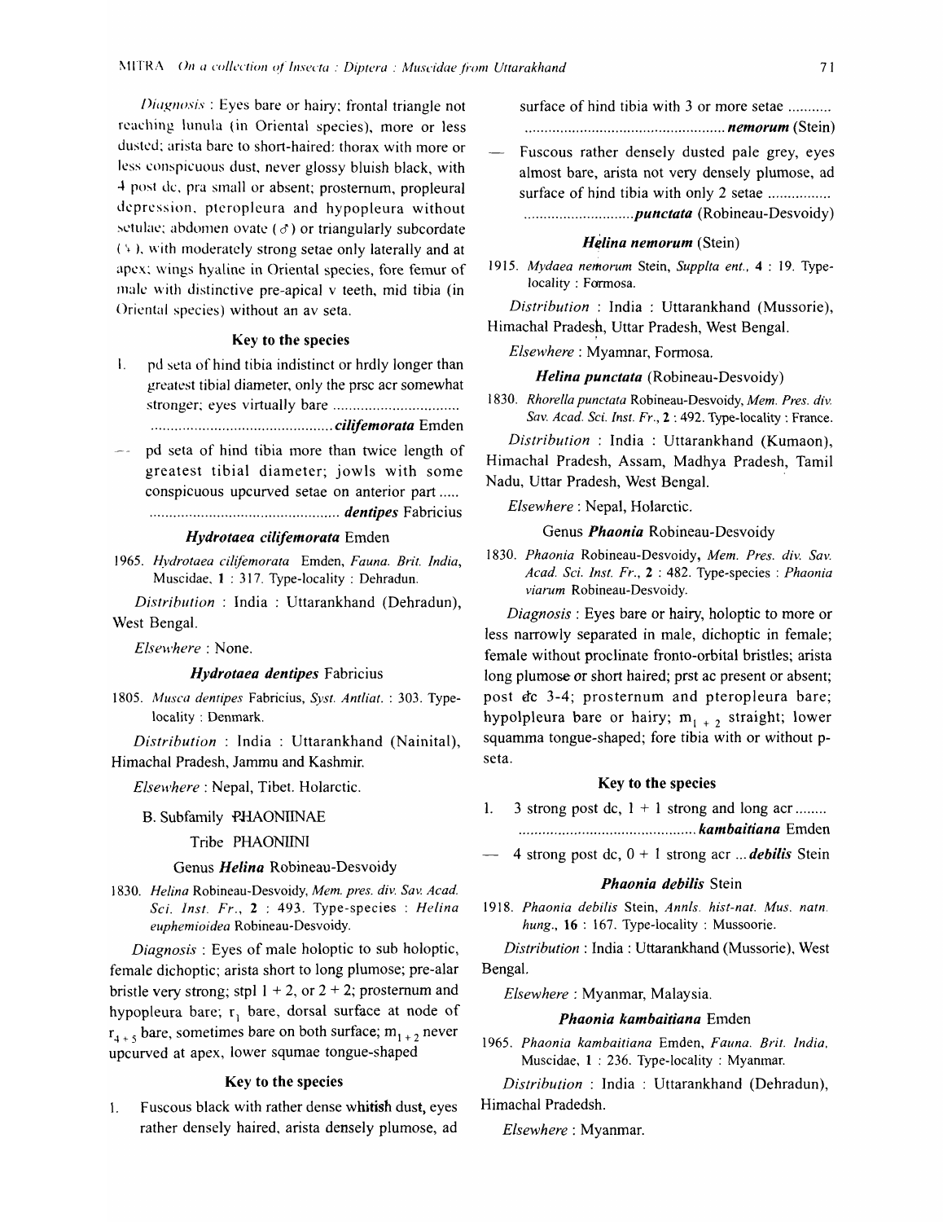*Diagnosis* : Eyes bare or hairy; frontal triangle not reaching lunula (in Oriental species), more or less dusted; arista bare to short-haired: thorax with more or less conspicuous dust, never glossy bluish black, with 4 post dc, pra small or absent; prosternum, propleural depression, pteropleura and hypopleura without setulae; abdomen ovate (♂) or triangularly subcordate (♀), with moderately strong setae only laterally and at apex; wings hyaline in Oriental species, fore femur of male with distinctive pre-apical v teeth, mid tibia (in Oriental species) without an av seta.

### Key to the species

1. pd seta of hind tibia indistinct or hrdly longer than greatest tibial diameter, only the prsc acr somewhat stronger; eyes virtually bare ................................ ............................................ ***cilifemorata*** Emden

— pd seta of hind tibia more than twice length of greatest tibial diameter; jowls with some conspicuous upcurved setae on anterior part ..... ............................................... ***dentipes*** Fabricius

### *Hydrotaea cilifemorata* Emden

1965. *Hydrotaea cilifemorata* Emden, *Fauna. Brit. India*, Muscidae, **1** : 317. Type-locality : Dehradun.

*Distribution* : India : Uttarankhand (Dehradun), West Bengal.

*Elsewhere* : None.

### *Hydrotaea dentipes* Fabricius

1805. *Musca dentipes* Fabricius, *Syst. Antliat.* : 303. Type-locality : Denmark.

*Distribution* : India : Uttarankhand (Nainital), Himachal Pradesh, Jammu and Kashmir.

*Elsewhere* : Nepal, Tibet. Holarctic.

## B. Subfamily PHAONIINAE

## Tribe PHAONIINI

### Genus *Helina* Robineau-Desvoidy

1830. *Helina* Robineau-Desvoidy, *Mem. pres. div. Sav. Acad. Sci. Inst. Fr.*, **2** : 493. Type-species : *Helina euphemioidea* Robineau-Desvoidy.

*Diagnosis* : Eyes of male holoptic to sub holoptic, female dichoptic; arista short to long plumose; pre-alar bristle very strong; stpl 1 + 2, or 2 + 2; prosternum and hypopleura bare; $r_1$ bare, dorsal surface at node of $r_{4+5}$ bare, sometimes bare on both surface; $m_{1+2}$ never upcurved at apex, lower squmae tongue-shaped

### Key to the species

1. Fuscous black with rather dense whitish dust, eyes rather densely haired, arista densely plumose, ad surface of hind tibia with 3 or more setae ........... ................................................... ***nemorum*** (Stein)

— Fuscous rather densely dusted pale grey, eyes almost bare, arista not very densely plumose, ad surface of hind tibia with only 2 setae ................ ............................ ***punctata*** (Robineau-Desvoidy)

### *Helina nemorum* (Stein)

1915. *Mydaea nemorum* Stein, *Supplta ent.*, **4** : 19. Type-locality : Formosa.

*Distribution* : India : Uttarankhand (Mussorie), Himachal Pradesh, Uttar Pradesh, West Bengal.

*Elsewhere* : Myamnar, Formosa.

### *Helina punctata* (Robineau-Desvoidy)

1830. *Rhorella punctata* Robineau-Desvoidy, *Mem. Pres. div. Sav. Acad. Sci. Inst. Fr.*, **2** : 492. Type-locality : France.

*Distribution* : India : Uttarankhand (Kumaon), Himachal Pradesh, Assam, Madhya Pradesh, Tamil Nadu, Uttar Pradesh, West Bengal.

*Elsewhere* : Nepal, Holarctic.

### Genus *Phaonia* Robineau-Desvoidy

1830. *Phaonia* Robineau-Desvoidy, *Mem. Pres. div. Sav. Acad. Sci. Inst. Fr.*, **2** : 482. Type-species : *Phaonia viarum* Robineau-Desvoidy.

*Diagnosis* : Eyes bare or hairy, holoptic to more or less narrowly separated in male, dichoptic in female; female without proclinate fronto-orbital bristles; arista long plumose or short haired; prst ac present or absent; post dc 3-4; prosternum and pteropleura bare; hypolpleura bare or hairy; $m_{1+2}$ straight; lower squamma tongue-shaped; fore tibia with or without p-seta.

### Key to the species

1. 3 strong post dc, 1 + 1 strong and long acr ........ ............................................ ***kambaitiana*** Emden

— 4 strong post dc, 0 + 1 strong acr ... ***debilis*** Stein

### *Phaonia debilis* Stein

1918. *Phaonia debilis* Stein, *Annls. hist-nat. Mus. natn. hung.*, **16** : 167. Type-locality : Mussoorie.

*Distribution* : India : Uttarankhand (Mussorie), West Bengal.

*Elsewhere* : Myanmar, Malaysia.

### *Phaonia kambaitiana* Emden

1965. *Phaonia kambaitiana* Emden, *Fauna. Brit. India*, Muscidae, **1** : 236. Type-locality : Myanmar.

*Distribution* : India : Uttarankhand (Dehradun), Himachal Pradedsh.

*Elsewhere* : Myanmar.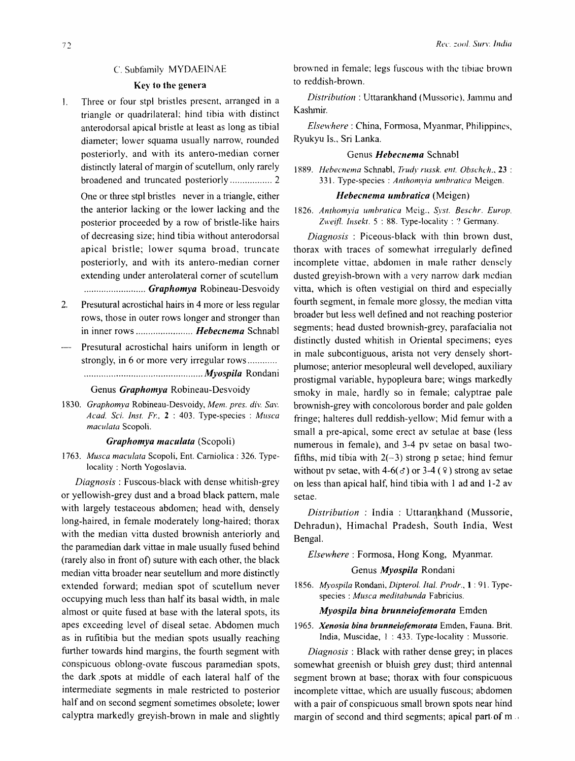### C. Subfamily MYDAEINAE

#### Key to the genera

1. Three or four stpl bristles present, arranged in a triangle or quadrilateral; hind tibia with distinct anterodorsal apical bristle at least as long as tibial diameter; lower squama usually narrow, rounded posteriorly, and with its antero-median corner distinctly lateral of margin of scutellum, only rarely broadened and truncated posteriorly ................. 2

   One or three stpl bristles never in a triangle, either the anterior lacking or the lower lacking and the posterior proceeded by a row of bristle-like hairs of decreasing size; hind tibia without anterodorsal apical bristle; lower squma broad, truncate posteriorly, and with its antero-median corner extending under anterolateral corner of scutellum ......................... ***Graphomya*** Robineau-Desvoidy

2. Presutural acrostichal hairs in 4 more or less regular rows, those in outer rows longer and stronger than in inner rows ....................... ***Hebecnema*** Schnabl

— Presutural acrostichal hairs uniform in length or strongly, in 6 or more very irregular rows ............ ................................................ ***Myospila*** Rondani

#### Genus *Graphomya* Robineau-Desvoidy

1830. *Graphomya* Robineau-Desvoidy, *Mem. pres. div. Sav. Acad. Sci. Inst. Fr.*, **2** : 403. Type-species : *Musca maculata* Scopoli.

##### *Graphomya maculata* (Scopoli)

1763. *Musca maculata* Scopoli, Ent. Carniolica : 326. Type-locality : North Yogoslavia.

*Diagnosis* : Fuscous-black with dense whitish-grey or yellowish-grey dust and a broad black pattern, male with largely testaceous abdomen; head with, densely long-haired, in female moderately long-haired; thorax with the median vitta dusted brownish anteriorly and the paramedian dark vittae in male usually fused behind (rarely also in front of) suture with each other, the black median vitta broader near seutellum and more distinctly extended forward; median spot of scutellum never occupying much less than half its basal width, in male almost or quite fused at base with the lateral spots, its apes exceeding level of diseal setae. Abdomen much as in rufitibia but the median spots usually reaching further towards hind margins, the fourth segment with conspicuous oblong-ovate fuscous paramedian spots, the dark spots at middle of each lateral half of the intermediate segments in male restricted to posterior half and on second segment sometimes obsolete; lower calyptra markedly greyish-brown in male and slightly browned in female; legs fuscous with the tibiae brown to reddish-brown.

*Distribution* : Uttarankhand (Mussorie), Jammu and Kashmir.

*Elsewhere* : China, Formosa, Myanmar, Philippines, Ryukyu Is., Sri Lanka.

#### Genus *Hebecnema* Schnabl

1889. *Hebecnema* Schnabl, *Trudy russk. ent. Obschch.*, **23** : 331. Type-species : *Anthomyia umbratica* Meigen.

##### *Hebecnema umbratica* (Meigen)

1826. *Anthomyia umbratica* Meig., *Syst. Beschr. Europ. Zweifl. Insekt.* 5 : 88. Type-locality : ? Germany.

*Diagnosis* : Piceous-black with thin brown dust, thorax with traces of somewhat irregularly defined incomplete vittae, abdomen in male rather densely dusted greyish-brown with a very narrow dark median vitta, which is often vestigial on third and especially fourth segment, in female more glossy, the median vitta broader but less well defined and not reaching posterior segments; head dusted brownish-grey, parafacialia not distinctly dusted whitish in Oriental specimens; eyes in male subcontiguous, arista not very densely short-plumose; anterior mesopleural well developed, auxiliary prostigmal variable, hypopleura bare; wings markedly smoky in male, hardly so in female; calyptrae pale brownish-grey with concolorous border and pale golden fringe; halteres dull reddish-yellow; Mid femur with a small a pre-apical, some erect av setulae at base (less numerous in female), and 3-4 pv setae on basal two-fifths, mid tibia with 2(–3) strong p setae; hind femur without pv setae, with 4-6(♂) or 3-4 (♀) strong av setae on less than apical half, hind tibia with 1 ad and 1-2 av setae.

*Distribution* : India : Uttarankhand (Mussorie, Dehradun), Himachal Pradesh, South India, West Bengal.

*Elsewhere* : Formosa, Hong Kong, Myanmar.

#### Genus *Myospila* Rondani

1856. *Myospila* Rondani, *Dipterol. Ital. Prodr.*, **1** : 91. Type-species : *Musca meditabunda* Fabricius.

##### *Myospila bina brunneiofemorata* Emden

1965. ***Xenosia bina brunneiofemorata*** Emden, Fauna. Brit. India, Muscidae, 1 : 433. Type-locality : Mussorie.

*Diagnosis* : Black with rather dense grey; in places somewhat greenish or bluish grey dust; third antennal segment brown at base; thorax with four conspicuous incomplete vittae, which are usually fuscous; abdomen with a pair of conspicuous small brown spots near hind margin of second and third segments; apical part of m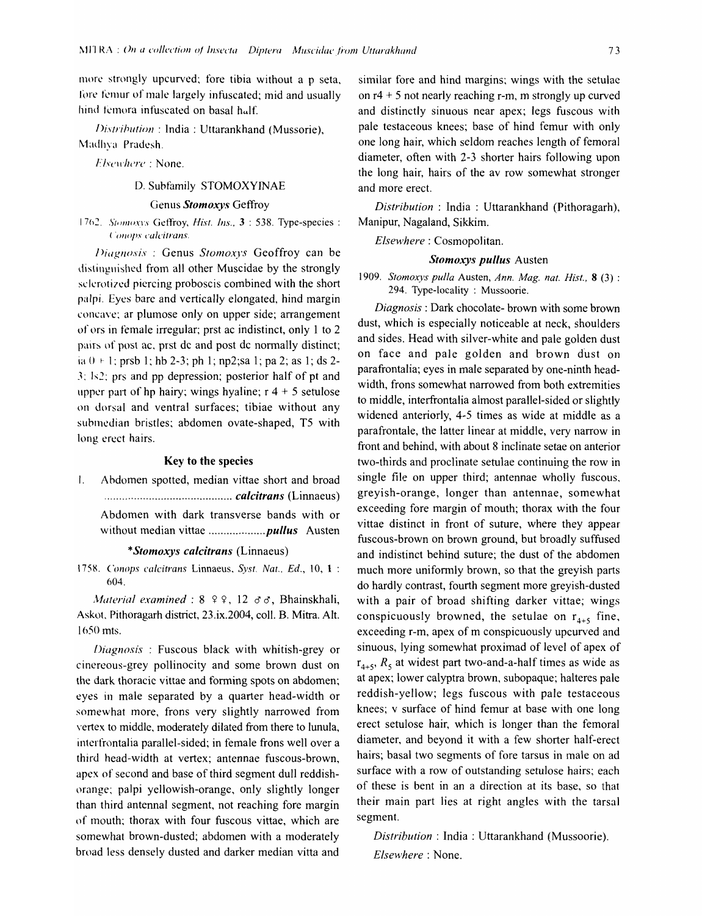more strongly upcurved; fore tibia without a p seta, fore femur of male largely infuscated; mid and usually hind femora infuscated on basal half.

*Distribution* : India : Uttarankhand (Mussorie), Madhya Pradesh.

*Elsewhere* : None.

## D. Subfamily STOMOXYINAE

### Genus *Stomoxys* Geffroy

1762. *Stomoxys* Geffroy, *Hist. Ins.*, **3** : 538. Type-species : *Conops calcitrans*.

*Diagnosis* : Genus *Stomoxys* Geoffroy can be distinguished from all other Muscidae by the strongly sclerotized piercing proboscis combined with the short palpi. Eyes bare and vertically elongated, hind margin concave; ar plumose only on upper side; arrangement of ors in female irregular; prst ac indistinct, only 1 to 2 pairs of post ac, prst dc and post dc normally distinct; ia 0 + 1; prsb 1; hb 2-3; ph 1; np2;sa 1; pa 2; as 1; ds 2-3; ls2; prs and pp depression; posterior half of pt and upper part of hp hairy; wings hyaline; r 4 + 5 setulose on dorsal and ventral surfaces; tibiae without any submedian bristles; abdomen ovate-shaped, T5 with long erect hairs.

### Key to the species

1. Abdomen spotted, median vittae short and broad ........................................... ***calcitrans*** (Linnaeus)

   Abdomen with dark transverse bands with or without median vittae ................... ***pullus*** Austen

### **Stomoxys calcitrans* (Linnaeus)

1758. *Conops calcitrans* Linnaeus, *Syst. Nat., Ed.*, 10, **1** : 604.

*Material examined* : 8 ♀♀, 12 ♂♂, Bhainskhali, Askot, Pithoragarh district, 23.ix.2004, coll. B. Mitra. Alt. 1650 mts.

*Diagnosis* : Fuscous black with whitish-grey or cinereous-grey pollinocity and some brown dust on the dark thoracic vittae and forming spots on abdomen; eyes in male separated by a quarter head-width or somewhat more, frons very slightly narrowed from vertex to middle, moderately dilated from there to lunula, interfrontalia parallel-sided; in female frons well over a third head-width at vertex; antennae fuscous-brown, apex of second and base of third segment dull reddish-orange; palpi yellowish-orange, only slightly longer than third antennal segment, not reaching fore margin of mouth; thorax with four fuscous vittae, which are somewhat brown-dusted; abdomen with a moderately broad less densely dusted and darker median vitta and similar fore and hind margins; wings with the setulae on r4 + 5 not nearly reaching r-m, m strongly up curved and distinctly sinuous near apex; legs fuscous with pale testaceous knees; base of hind femur with only one long hair, which seldom reaches length of femoral diameter, often with 2-3 shorter hairs following upon the long hair, hairs of the av row somewhat stronger and more erect.

*Distribution* : India : Uttarankhand (Pithoragarh), Manipur, Nagaland, Sikkim.

*Elsewhere* : Cosmopolitan.

### *Stomoxys pullus* Austen

1909. *Stomoxys pulla* Austen, *Ann. Mag. nat. Hist.*, **8** (3) : 294. Type-locality : Mussoorie.

*Diagnosis* : Dark chocolate- brown with some brown dust, which is especially noticeable at neck, shoulders and sides. Head with silver-white and pale golden dust on face and pale golden and brown dust on parafrontalia; eyes in male separated by one-ninth head-width, frons somewhat narrowed from both extremities to middle, interfrontalia almost parallel-sided or slightly widened anteriorly, 4-5 times as wide at middle as a parafrontale, the latter linear at middle, very narrow in front and behind, with about 8 inclinate setae on anterior two-thirds and proclinate setulae continuing the row in single file on upper third; antennae wholly fuscous, greyish-orange, longer than antennae, somewhat exceeding fore margin of mouth; thorax with the four vittae distinct in front of suture, where they appear fuscous-brown on brown ground, but broadly suffused and indistinct behind suture; the dust of the abdomen much more uniformly brown, so that the greyish parts do hardly contrast, fourth segment more greyish-dusted with a pair of broad shifting darker vittae; wings conspicuously browned, the setulae on $r_{4+5}$ fine, exceeding r-m, apex of m conspicuously upcurved and sinuous, lying somewhat proximad of level of apex of $r_{4+5}$, $R_5$ at widest part two-and-a-half times as wide as at apex; lower calyptra brown, subopaque; halteres pale reddish-yellow; legs fuscous with pale testaceous knees; v surface of hind femur at base with one long erect setulose hair, which is longer than the femoral diameter, and beyond it with a few shorter half-erect hairs; basal two segments of fore tarsus in male on ad surface with a row of outstanding setulose hairs; each of these is bent in an a direction at its base, so that their main part lies at right angles with the tarsal segment.

*Distribution* : India : Uttarankhand (Mussorie).

*Elsewhere* : None.